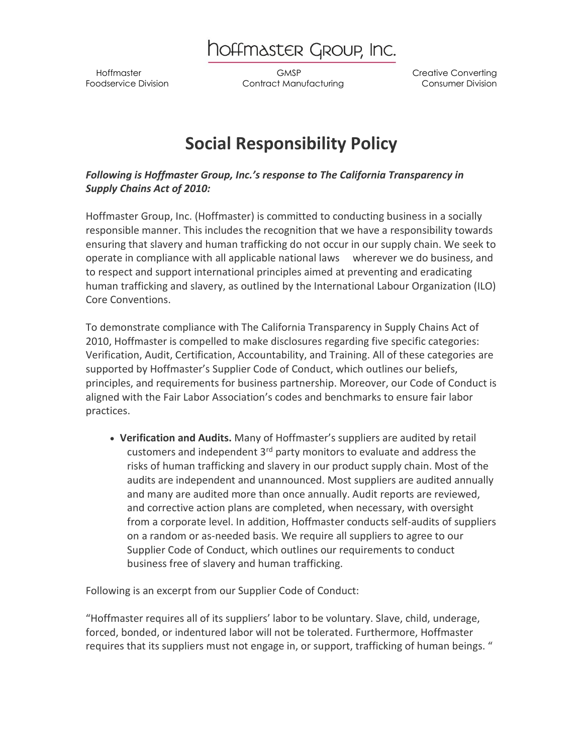# Hoffmaster Group, Inc.

Hoffmaster Foodservice Division | GMSP Contract Manufacturing | Creative Converting Consumer Division

## Social Responsibility Policy

***Following is Hoffmaster Group, Inc.'s response to The California Transparency in Supply Chains Act of 2010:***

Hoffmaster Group, Inc. (Hoffmaster) is committed to conducting business in a socially responsible manner. This includes the recognition that we have a responsibility towards ensuring that slavery and human trafficking do not occur in our supply chain. We seek to operate in compliance with all applicable national laws wherever we do business, and to respect and support international principles aimed at preventing and eradicating human trafficking and slavery, as outlined by the International Labour Organization (ILO) Core Conventions.

To demonstrate compliance with The California Transparency in Supply Chains Act of 2010, Hoffmaster is compelled to make disclosures regarding five specific categories: Verification, Audit, Certification, Accountability, and Training. All of these categories are supported by Hoffmaster's Supplier Code of Conduct, which outlines our beliefs, principles, and requirements for business partnership. Moreover, our Code of Conduct is aligned with the Fair Labor Association's codes and benchmarks to ensure fair labor practices.

- **Verification and Audits.** Many of Hoffmaster's suppliers are audited by retail customers and independent 3rd party monitors to evaluate and address the risks of human trafficking and slavery in our product supply chain. Most of the audits are independent and unannounced. Most suppliers are audited annually and many are audited more than once annually. Audit reports are reviewed, and corrective action plans are completed, when necessary, with oversight from a corporate level. In addition, Hoffmaster conducts self-audits of suppliers on a random or as-needed basis. We require all suppliers to agree to our Supplier Code of Conduct, which outlines our requirements to conduct business free of slavery and human trafficking.

Following is an excerpt from our Supplier Code of Conduct:

"Hoffmaster requires all of its suppliers' labor to be voluntary. Slave, child, underage, forced, bonded, or indentured labor will not be tolerated. Furthermore, Hoffmaster requires that its suppliers must not engage in, or support, trafficking of human beings. "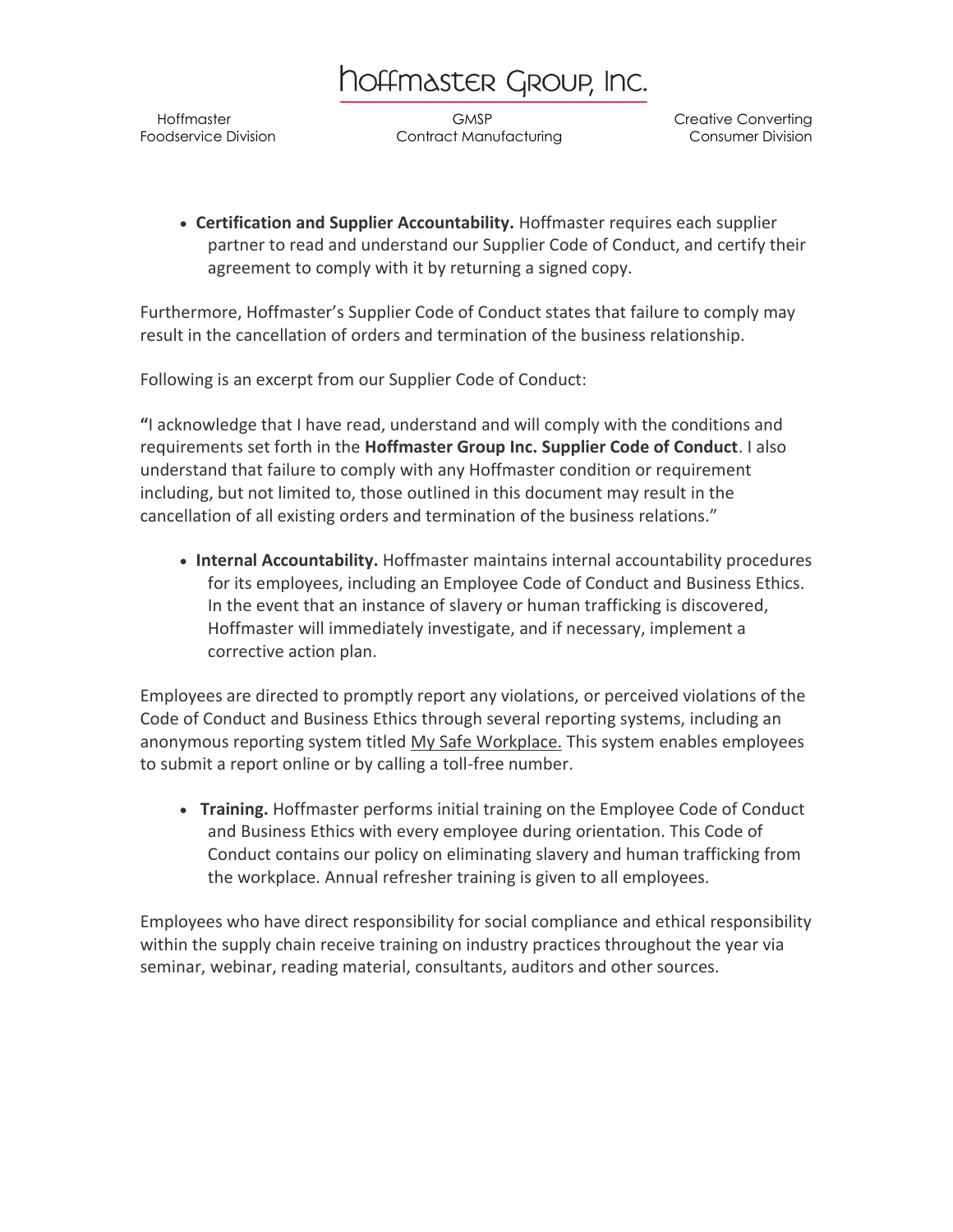- **Certification and Supplier Accountability.** Hoffmaster requires each supplier partner to read and understand our Supplier Code of Conduct, and certify their agreement to comply with it by returning a signed copy.

Furthermore, Hoffmaster's Supplier Code of Conduct states that failure to comply may result in the cancellation of orders and termination of the business relationship.

Following is an excerpt from our Supplier Code of Conduct:

**"**I acknowledge that I have read, understand and will comply with the conditions and requirements set forth in the **Hoffmaster Group Inc. Supplier Code of Conduct**. I also understand that failure to comply with any Hoffmaster condition or requirement including, but not limited to, those outlined in this document may result in the cancellation of all existing orders and termination of the business relations."

- **Internal Accountability.** Hoffmaster maintains internal accountability procedures for its employees, including an Employee Code of Conduct and Business Ethics. In the event that an instance of slavery or human trafficking is discovered, Hoffmaster will immediately investigate, and if necessary, implement a corrective action plan.

Employees are directed to promptly report any violations, or perceived violations of the Code of Conduct and Business Ethics through several reporting systems, including an anonymous reporting system titled My Safe Workplace. This system enables employees to submit a report online or by calling a toll-free number.

- **Training.** Hoffmaster performs initial training on the Employee Code of Conduct and Business Ethics with every employee during orientation. This Code of Conduct contains our policy on eliminating slavery and human trafficking from the workplace. Annual refresher training is given to all employees.

Employees who have direct responsibility for social compliance and ethical responsibility within the supply chain receive training on industry practices throughout the year via seminar, webinar, reading material, consultants, auditors and other sources.